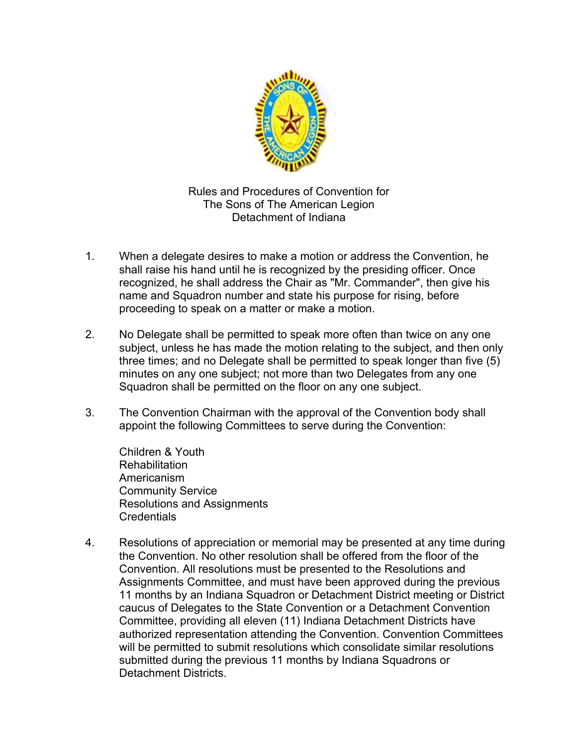# Rules and Procedures of Convention for The Sons of The American Legion Detachment of Indiana

1. When a delegate desires to make a motion or address the Convention, he shall raise his hand until he is recognized by the presiding officer. Once recognized, he shall address the Chair as "Mr. Commander", then give his name and Squadron number and state his purpose for rising, before proceeding to speak on a matter or make a motion.

2. No Delegate shall be permitted to speak more often than twice on any one subject, unless he has made the motion relating to the subject, and then only three times; and no Delegate shall be permitted to speak longer than five (5) minutes on any one subject; not more than two Delegates from any one Squadron shall be permitted on the floor on any one subject.

3. The Convention Chairman with the approval of the Convention body shall appoint the following Committees to serve during the Convention:

   Children & Youth
   Rehabilitation
   Americanism
   Community Service
   Resolutions and Assignments
   Credentials

4. Resolutions of appreciation or memorial may be presented at any time during the Convention. No other resolution shall be offered from the floor of the Convention. All resolutions must be presented to the Resolutions and Assignments Committee, and must have been approved during the previous 11 months by an Indiana Squadron or Detachment District meeting or District caucus of Delegates to the State Convention or a Detachment Convention Committee, providing all eleven (11) Indiana Detachment Districts have authorized representation attending the Convention. Convention Committees will be permitted to submit resolutions which consolidate similar resolutions submitted during the previous 11 months by Indiana Squadrons or Detachment Districts.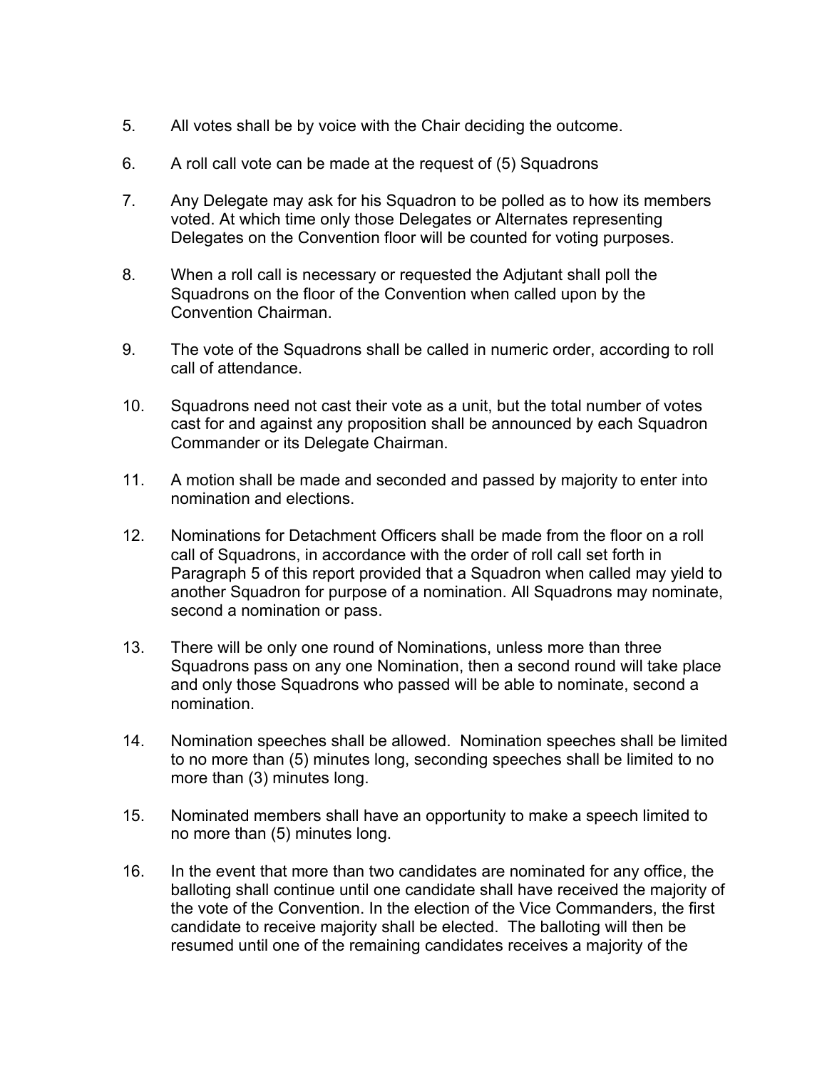5. All votes shall be by voice with the Chair deciding the outcome.

6. A roll call vote can be made at the request of (5) Squadrons

7. Any Delegate may ask for his Squadron to be polled as to how its members voted. At which time only those Delegates or Alternates representing Delegates on the Convention floor will be counted for voting purposes.

8. When a roll call is necessary or requested the Adjutant shall poll the Squadrons on the floor of the Convention when called upon by the Convention Chairman.

9. The vote of the Squadrons shall be called in numeric order, according to roll call of attendance.

10. Squadrons need not cast their vote as a unit, but the total number of votes cast for and against any proposition shall be announced by each Squadron Commander or its Delegate Chairman.

11. A motion shall be made and seconded and passed by majority to enter into nomination and elections.

12. Nominations for Detachment Officers shall be made from the floor on a roll call of Squadrons, in accordance with the order of roll call set forth in Paragraph 5 of this report provided that a Squadron when called may yield to another Squadron for purpose of a nomination. All Squadrons may nominate, second a nomination or pass.

13. There will be only one round of Nominations, unless more than three Squadrons pass on any one Nomination, then a second round will take place and only those Squadrons who passed will be able to nominate, second a nomination.

14. Nomination speeches shall be allowed. Nomination speeches shall be limited to no more than (5) minutes long, seconding speeches shall be limited to no more than (3) minutes long.

15. Nominated members shall have an opportunity to make a speech limited to no more than (5) minutes long.

16. In the event that more than two candidates are nominated for any office, the balloting shall continue until one candidate shall have received the majority of the vote of the Convention. In the election of the Vice Commanders, the first candidate to receive majority shall be elected. The balloting will then be resumed until one of the remaining candidates receives a majority of the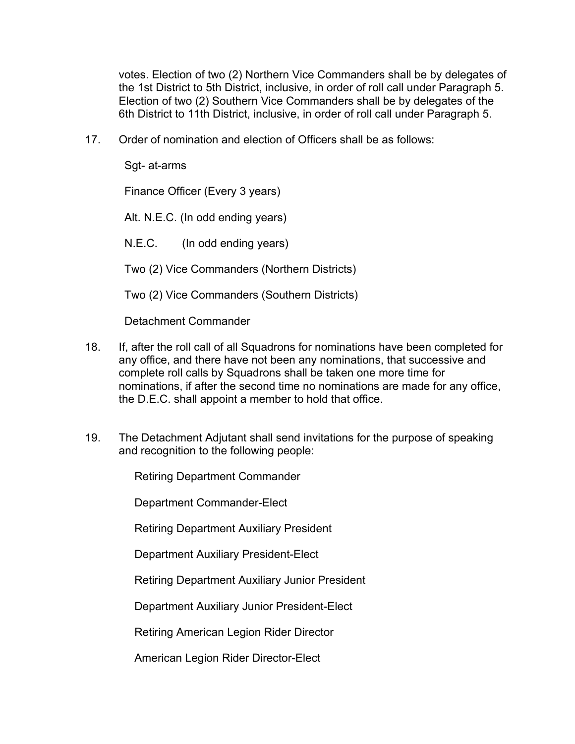votes. Election of two (2) Northern Vice Commanders shall be by delegates of the 1st District to 5th District, inclusive, in order of roll call under Paragraph 5. Election of two (2) Southern Vice Commanders shall be by delegates of the 6th District to 11th District, inclusive, in order of roll call under Paragraph 5.

17. Order of nomination and election of Officers shall be as follows:

    Sgt- at-arms

    Finance Officer (Every 3 years)

    Alt. N.E.C. (In odd ending years)

    N.E.C. (In odd ending years)

    Two (2) Vice Commanders (Northern Districts)

    Two (2) Vice Commanders (Southern Districts)

    Detachment Commander

18. If, after the roll call of all Squadrons for nominations have been completed for any office, and there have not been any nominations, that successive and complete roll calls by Squadrons shall be taken one more time for nominations, if after the second time no nominations are made for any office, the D.E.C. shall appoint a member to hold that office.

19. The Detachment Adjutant shall send invitations for the purpose of speaking and recognition to the following people:

    Retiring Department Commander

    Department Commander-Elect

    Retiring Department Auxiliary President

    Department Auxiliary President-Elect

    Retiring Department Auxiliary Junior President

    Department Auxiliary Junior President-Elect

    Retiring American Legion Rider Director

    American Legion Rider Director-Elect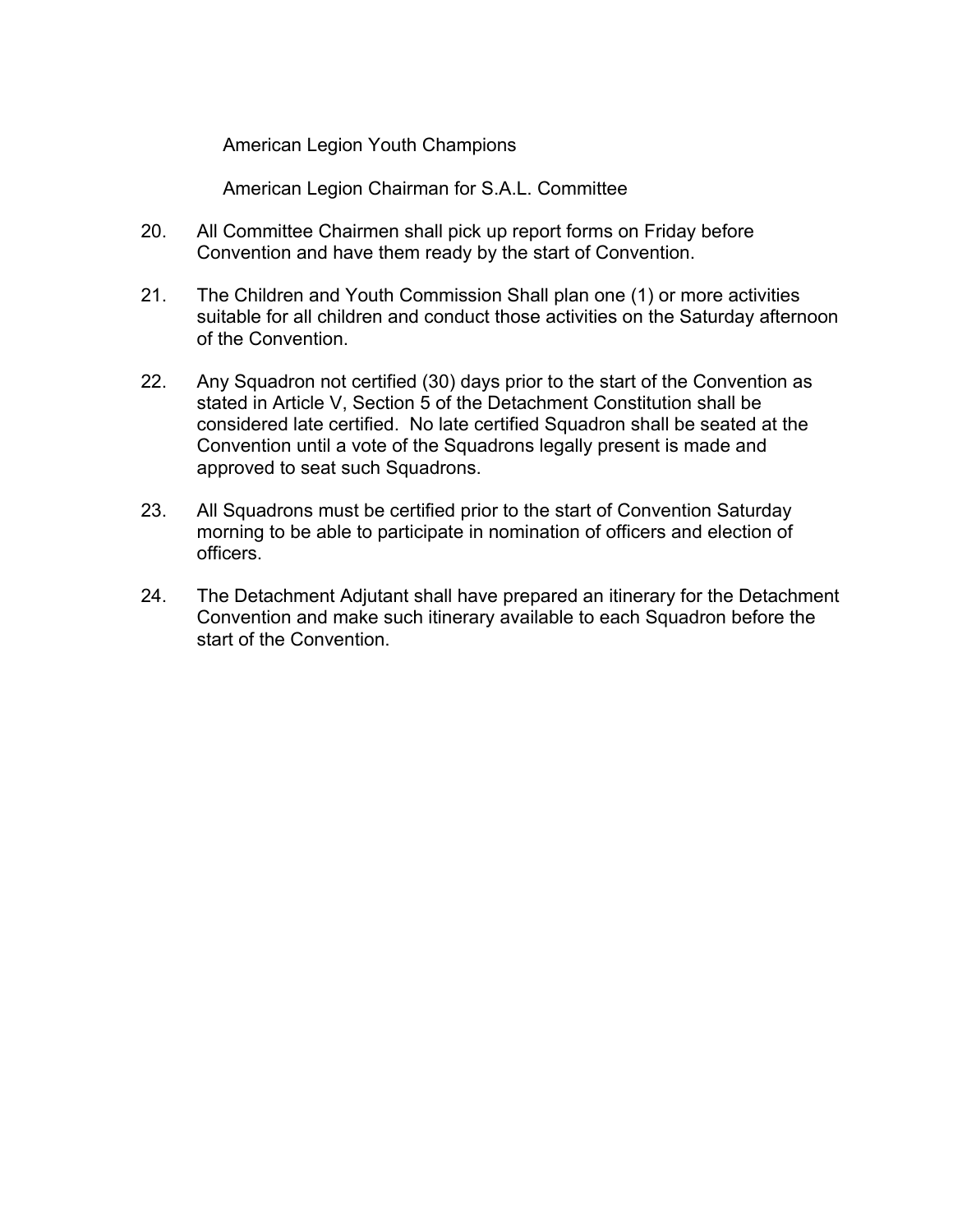American Legion Youth Champions

American Legion Chairman for S.A.L. Committee

20. All Committee Chairmen shall pick up report forms on Friday before Convention and have them ready by the start of Convention.

21. The Children and Youth Commission Shall plan one (1) or more activities suitable for all children and conduct those activities on the Saturday afternoon of the Convention.

22. Any Squadron not certified (30) days prior to the start of the Convention as stated in Article V, Section 5 of the Detachment Constitution shall be considered late certified. No late certified Squadron shall be seated at the Convention until a vote of the Squadrons legally present is made and approved to seat such Squadrons.

23. All Squadrons must be certified prior to the start of Convention Saturday morning to be able to participate in nomination of officers and election of officers.

24. The Detachment Adjutant shall have prepared an itinerary for the Detachment Convention and make such itinerary available to each Squadron before the start of the Convention.